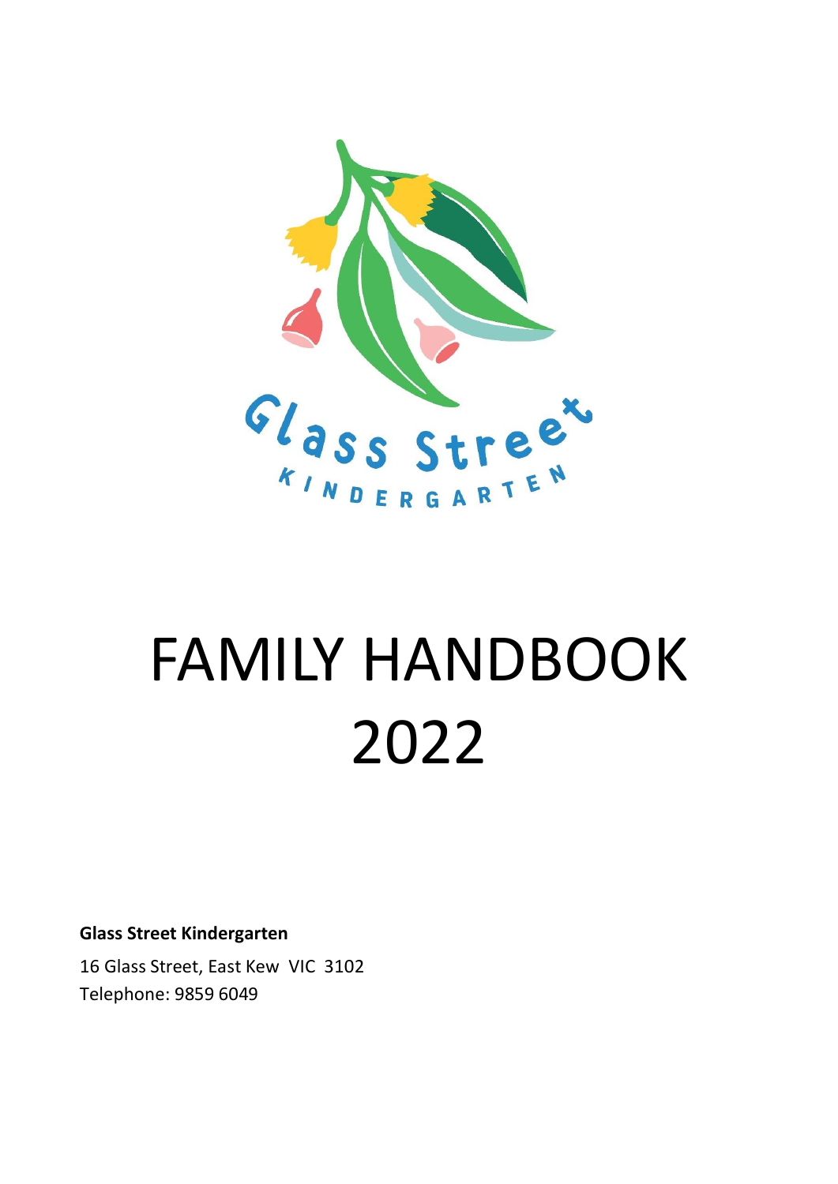Glass Street KINDERGARTEN

# FAMILY HANDBOOK 2022

**Glass Street Kindergarten**

16 Glass Street, East Kew VIC 3102

Telephone: 9859 6049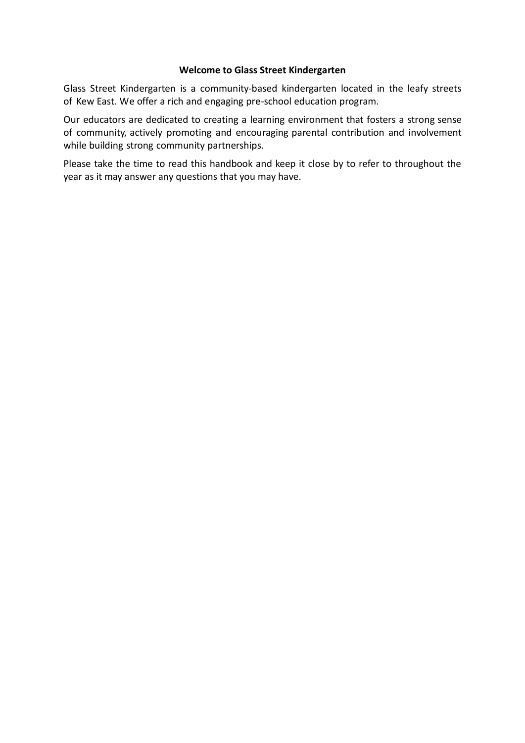## Welcome to Glass Street Kindergarten

Glass Street Kindergarten is a community-based kindergarten located in the leafy streets of Kew East. We offer a rich and engaging pre-school education program.

Our educators are dedicated to creating a learning environment that fosters a strong sense of community, actively promoting and encouraging parental contribution and involvement while building strong community partnerships.

Please take the time to read this handbook and keep it close by to refer to throughout the year as it may answer any questions that you may have.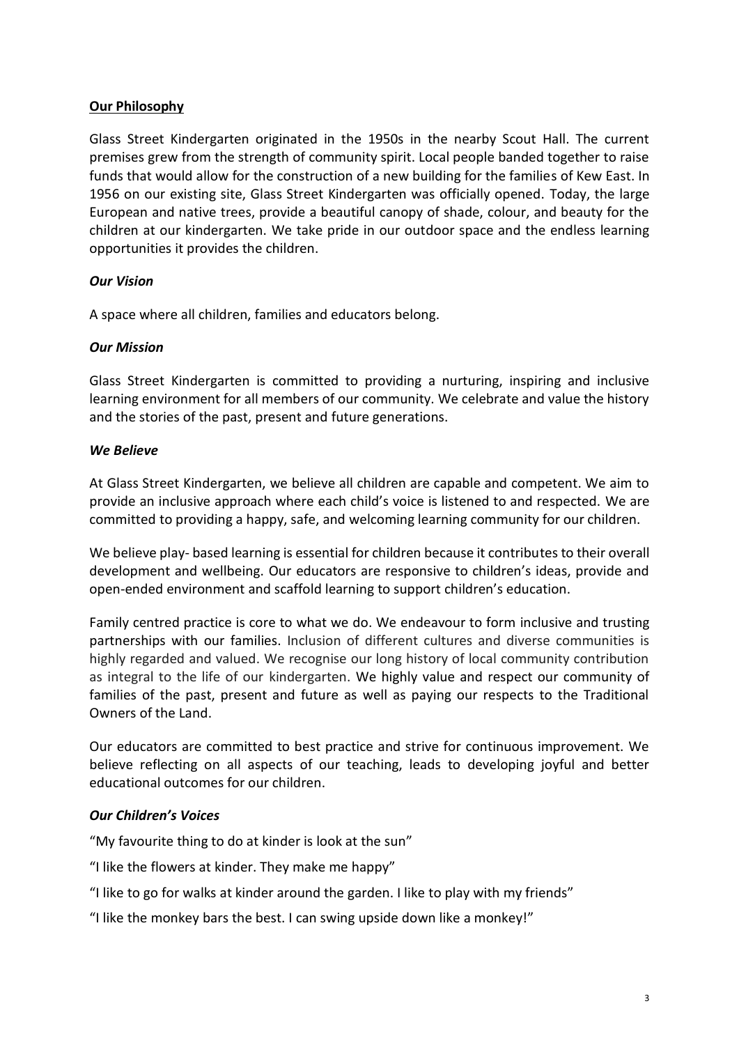## **Our Philosophy**

Glass Street Kindergarten originated in the 1950s in the nearby Scout Hall. The current premises grew from the strength of community spirit. Local people banded together to raise funds that would allow for the construction of a new building for the families of Kew East. In 1956 on our existing site, Glass Street Kindergarten was officially opened. Today, the large European and native trees, provide a beautiful canopy of shade, colour, and beauty for the children at our kindergarten. We take pride in our outdoor space and the endless learning opportunities it provides the children.

### ***Our Vision***

A space where all children, families and educators belong.

### ***Our Mission***

Glass Street Kindergarten is committed to providing a nurturing, inspiring and inclusive learning environment for all members of our community. We celebrate and value the history and the stories of the past, present and future generations.

### ***We Believe***

At Glass Street Kindergarten, we believe all children are capable and competent. We aim to provide an inclusive approach where each child's voice is listened to and respected. We are committed to providing a happy, safe, and welcoming learning community for our children.

We believe play- based learning is essential for children because it contributes to their overall development and wellbeing. Our educators are responsive to children's ideas, provide and open-ended environment and scaffold learning to support children's education.

Family centred practice is core to what we do. We endeavour to form inclusive and trusting partnerships with our families. Inclusion of different cultures and diverse communities is highly regarded and valued. We recognise our long history of local community contribution as integral to the life of our kindergarten. We highly value and respect our community of families of the past, present and future as well as paying our respects to the Traditional Owners of the Land.

Our educators are committed to best practice and strive for continuous improvement. We believe reflecting on all aspects of our teaching, leads to developing joyful and better educational outcomes for our children.

### ***Our Children's Voices***

"My favourite thing to do at kinder is look at the sun"

"I like the flowers at kinder. They make me happy"

"I like to go for walks at kinder around the garden. I like to play with my friends"

"I like the monkey bars the best. I can swing upside down like a monkey!"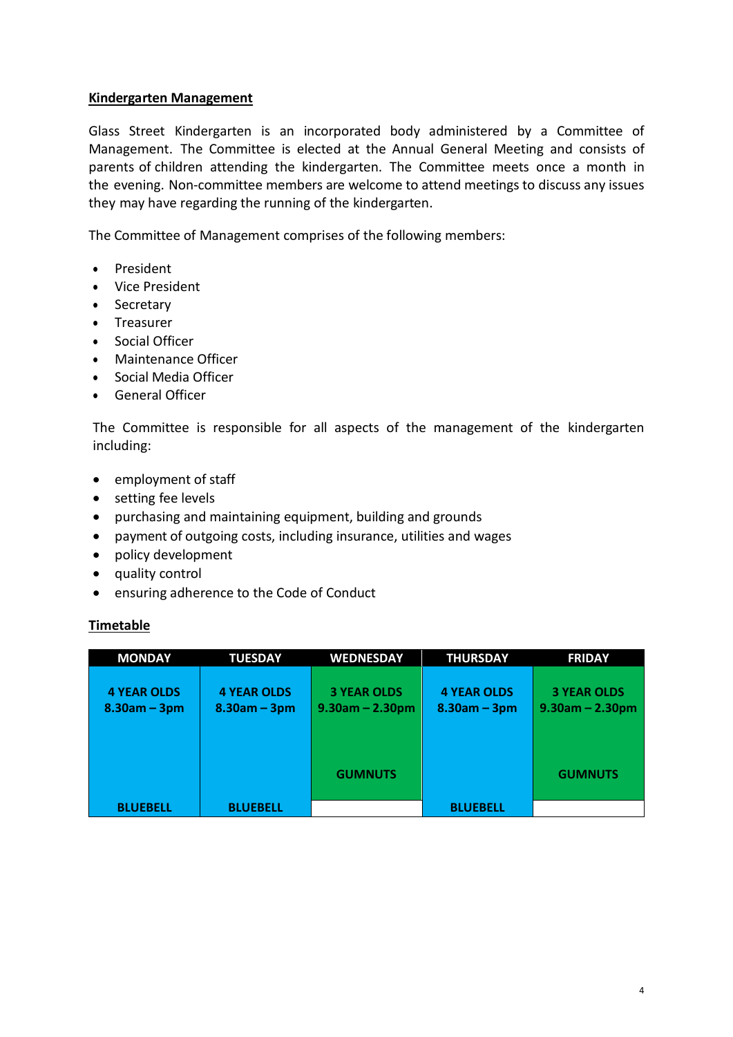## Kindergarten Management

Glass Street Kindergarten is an incorporated body administered by a Committee of Management. The Committee is elected at the Annual General Meeting and consists of parents of children attending the kindergarten. The Committee meets once a month in the evening. Non-committee members are welcome to attend meetings to discuss any issues they may have regarding the running of the kindergarten.

The Committee of Management comprises of the following members:

- President
- Vice President
- Secretary
- Treasurer
- Social Officer
- Maintenance Officer
- Social Media Officer
- General Officer

The Committee is responsible for all aspects of the management of the kindergarten including:

- employment of staff
- setting fee levels
- purchasing and maintaining equipment, building and grounds
- payment of outgoing costs, including insurance, utilities and wages
- policy development
- quality control
- ensuring adherence to the Code of Conduct

## Timetable

| MONDAY | TUESDAY | WEDNESDAY | THURSDAY | FRIDAY |
|---|---|---|---|---|
| **4 YEAR OLDS**<br>**8.30am – 3pm** | **4 YEAR OLDS**<br>**8.30am – 3pm** | **3 YEAR OLDS**<br>**9.30am – 2.30pm** | **4 YEAR OLDS**<br>**8.30am – 3pm** | **3 YEAR OLDS**<br>**9.30am – 2.30pm** |
| | | **GUMNUTS** | | **GUMNUTS** |
| **BLUEBELL** | **BLUEBELL** | | **BLUEBELL** | |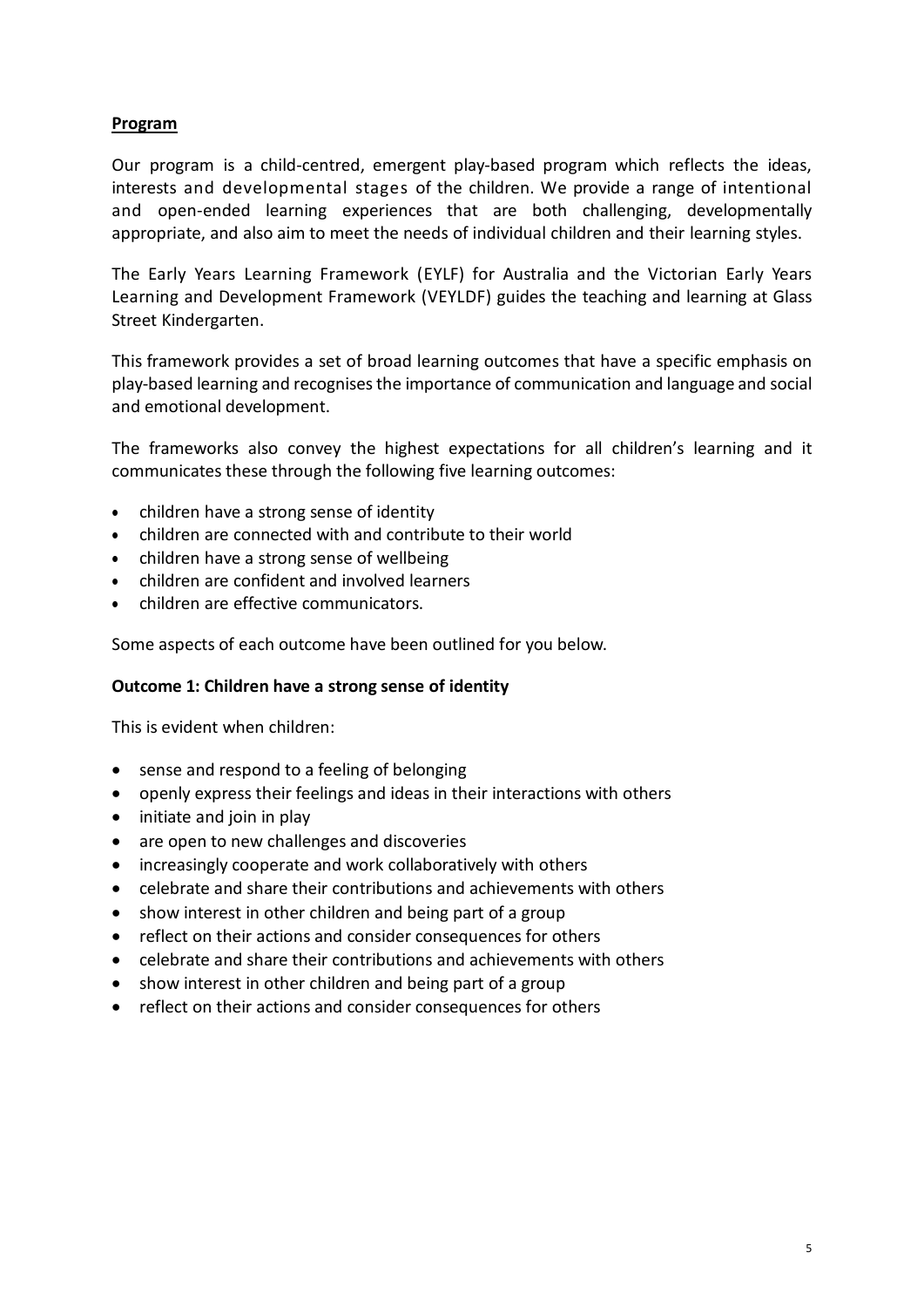**Program**

Our program is a child-centred, emergent play-based program which reflects the ideas, interests and developmental stages of the children. We provide a range of intentional and open-ended learning experiences that are both challenging, developmentally appropriate, and also aim to meet the needs of individual children and their learning styles.

The Early Years Learning Framework (EYLF) for Australia and the Victorian Early Years Learning and Development Framework (VEYLDF) guides the teaching and learning at Glass Street Kindergarten.

This framework provides a set of broad learning outcomes that have a specific emphasis on play-based learning and recognises the importance of communication and language and social and emotional development.

The frameworks also convey the highest expectations for all children's learning and it communicates these through the following five learning outcomes:

- children have a strong sense of identity
- children are connected with and contribute to their world
- children have a strong sense of wellbeing
- children are confident and involved learners
- children are effective communicators.

Some aspects of each outcome have been outlined for you below.

**Outcome 1: Children have a strong sense of identity**

This is evident when children:

- sense and respond to a feeling of belonging
- openly express their feelings and ideas in their interactions with others
- initiate and join in play
- are open to new challenges and discoveries
- increasingly cooperate and work collaboratively with others
- celebrate and share their contributions and achievements with others
- show interest in other children and being part of a group
- reflect on their actions and consider consequences for others
- celebrate and share their contributions and achievements with others
- show interest in other children and being part of a group
- reflect on their actions and consider consequences for others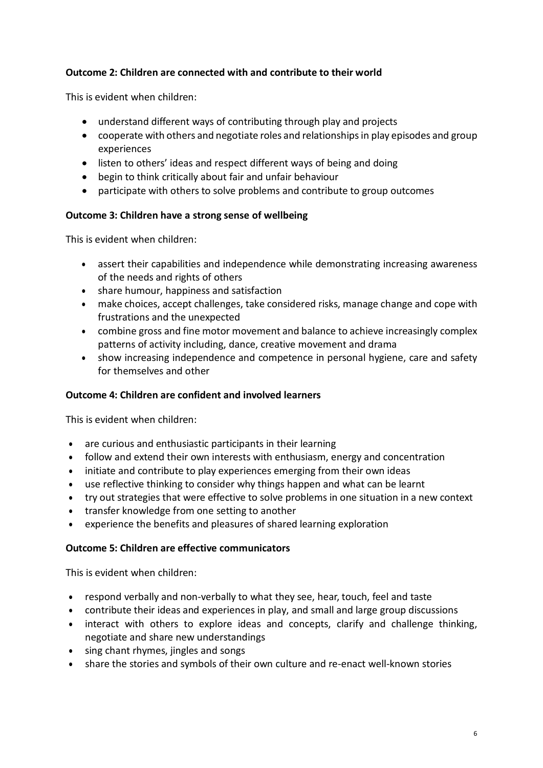**Outcome 2: Children are connected with and contribute to their world**

This is evident when children:

- understand different ways of contributing through play and projects
- cooperate with others and negotiate roles and relationships in play episodes and group experiences
- listen to others' ideas and respect different ways of being and doing
- begin to think critically about fair and unfair behaviour
- participate with others to solve problems and contribute to group outcomes

**Outcome 3: Children have a strong sense of wellbeing**

This is evident when children:

- assert their capabilities and independence while demonstrating increasing awareness of the needs and rights of others
- share humour, happiness and satisfaction
- make choices, accept challenges, take considered risks, manage change and cope with frustrations and the unexpected
- combine gross and fine motor movement and balance to achieve increasingly complex patterns of activity including, dance, creative movement and drama
- show increasing independence and competence in personal hygiene, care and safety for themselves and other

**Outcome 4: Children are confident and involved learners**

This is evident when children:

- are curious and enthusiastic participants in their learning
- follow and extend their own interests with enthusiasm, energy and concentration
- initiate and contribute to play experiences emerging from their own ideas
- use reflective thinking to consider why things happen and what can be learnt
- try out strategies that were effective to solve problems in one situation in a new context
- transfer knowledge from one setting to another
- experience the benefits and pleasures of shared learning exploration

**Outcome 5: Children are effective communicators**

This is evident when children:

- respond verbally and non-verbally to what they see, hear, touch, feel and taste
- contribute their ideas and experiences in play, and small and large group discussions
- interact with others to explore ideas and concepts, clarify and challenge thinking, negotiate and share new understandings
- sing chant rhymes, jingles and songs
- share the stories and symbols of their own culture and re-enact well-known stories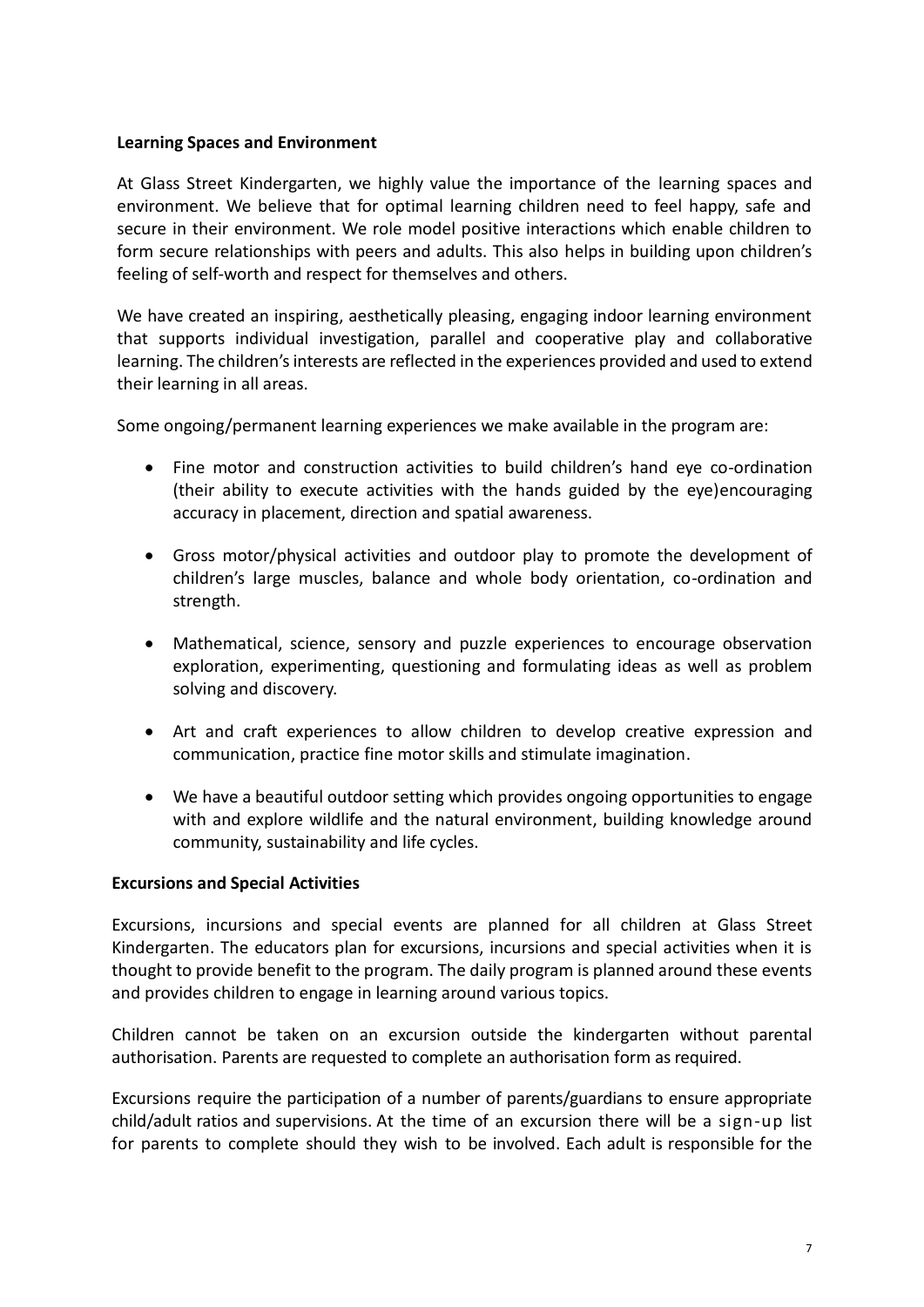**Learning Spaces and Environment**

At Glass Street Kindergarten, we highly value the importance of the learning spaces and environment. We believe that for optimal learning children need to feel happy, safe and secure in their environment. We role model positive interactions which enable children to form secure relationships with peers and adults. This also helps in building upon children's feeling of self-worth and respect for themselves and others.

We have created an inspiring, aesthetically pleasing, engaging indoor learning environment that supports individual investigation, parallel and cooperative play and collaborative learning. The children's interests are reflected in the experiences provided and used to extend their learning in all areas.

Some ongoing/permanent learning experiences we make available in the program are:

- Fine motor and construction activities to build children's hand eye co-ordination (their ability to execute activities with the hands guided by the eye)encouraging accuracy in placement, direction and spatial awareness.
- Gross motor/physical activities and outdoor play to promote the development of children's large muscles, balance and whole body orientation, co-ordination and strength.
- Mathematical, science, sensory and puzzle experiences to encourage observation exploration, experimenting, questioning and formulating ideas as well as problem solving and discovery.
- Art and craft experiences to allow children to develop creative expression and communication, practice fine motor skills and stimulate imagination.
- We have a beautiful outdoor setting which provides ongoing opportunities to engage with and explore wildlife and the natural environment, building knowledge around community, sustainability and life cycles.

**Excursions and Special Activities**

Excursions, incursions and special events are planned for all children at Glass Street Kindergarten. The educators plan for excursions, incursions and special activities when it is thought to provide benefit to the program. The daily program is planned around these events and provides children to engage in learning around various topics.

Children cannot be taken on an excursion outside the kindergarten without parental authorisation. Parents are requested to complete an authorisation form as required.

Excursions require the participation of a number of parents/guardians to ensure appropriate child/adult ratios and supervisions. At the time of an excursion there will be a sign-up list for parents to complete should they wish to be involved. Each adult is responsible for the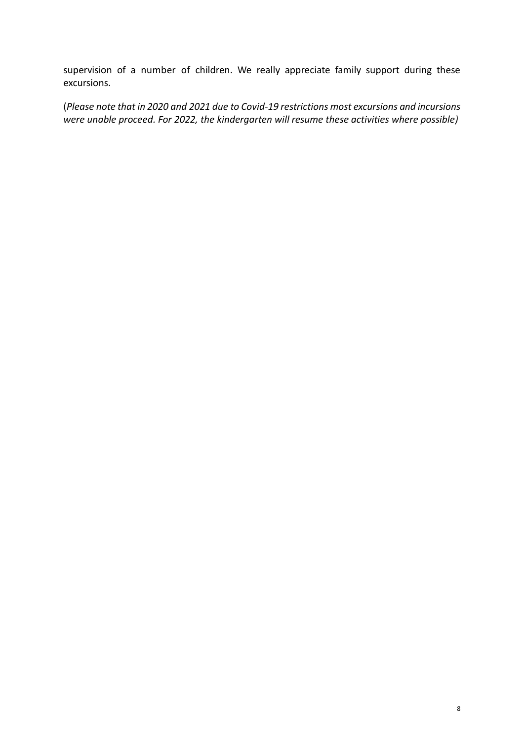supervision of a number of children. We really appreciate family support during these excursions.

(*Please note that in 2020 and 2021 due to Covid-19 restrictions most excursions and incursions were unable proceed. For 2022, the kindergarten will resume these activities where possible)*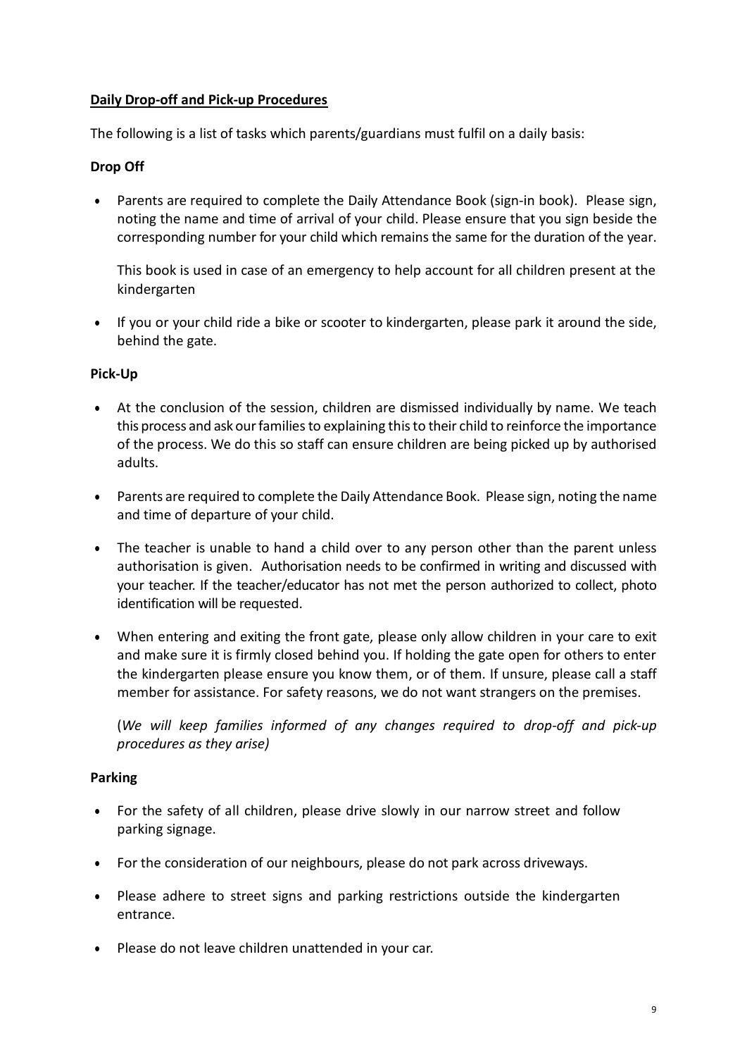## Daily Drop-off and Pick-up Procedures

The following is a list of tasks which parents/guardians must fulfil on a daily basis:

### Drop Off

- Parents are required to complete the Daily Attendance Book (sign-in book). Please sign, noting the name and time of arrival of your child. Please ensure that you sign beside the corresponding number for your child which remains the same for the duration of the year.

  This book is used in case of an emergency to help account for all children present at the kindergarten

- If you or your child ride a bike or scooter to kindergarten, please park it around the side, behind the gate.

### Pick-Up

- At the conclusion of the session, children are dismissed individually by name. We teach this process and ask our families to explaining this to their child to reinforce the importance of the process. We do this so staff can ensure children are being picked up by authorised adults.

- Parents are required to complete the Daily Attendance Book. Please sign, noting the name and time of departure of your child.

- The teacher is unable to hand a child over to any person other than the parent unless authorisation is given. Authorisation needs to be confirmed in writing and discussed with your teacher. If the teacher/educator has not met the person authorized to collect, photo identification will be requested.

- When entering and exiting the front gate, please only allow children in your care to exit and make sure it is firmly closed behind you. If holding the gate open for others to enter the kindergarten please ensure you know them, or of them. If unsure, please call a staff member for assistance. For safety reasons, we do not want strangers on the premises.

  (*We will keep families informed of any changes required to drop-off and pick-up procedures as they arise)*

### Parking

- For the safety of all children, please drive slowly in our narrow street and follow parking signage.

- For the consideration of our neighbours, please do not park across driveways.

- Please adhere to street signs and parking restrictions outside the kindergarten entrance.

- Please do not leave children unattended in your car.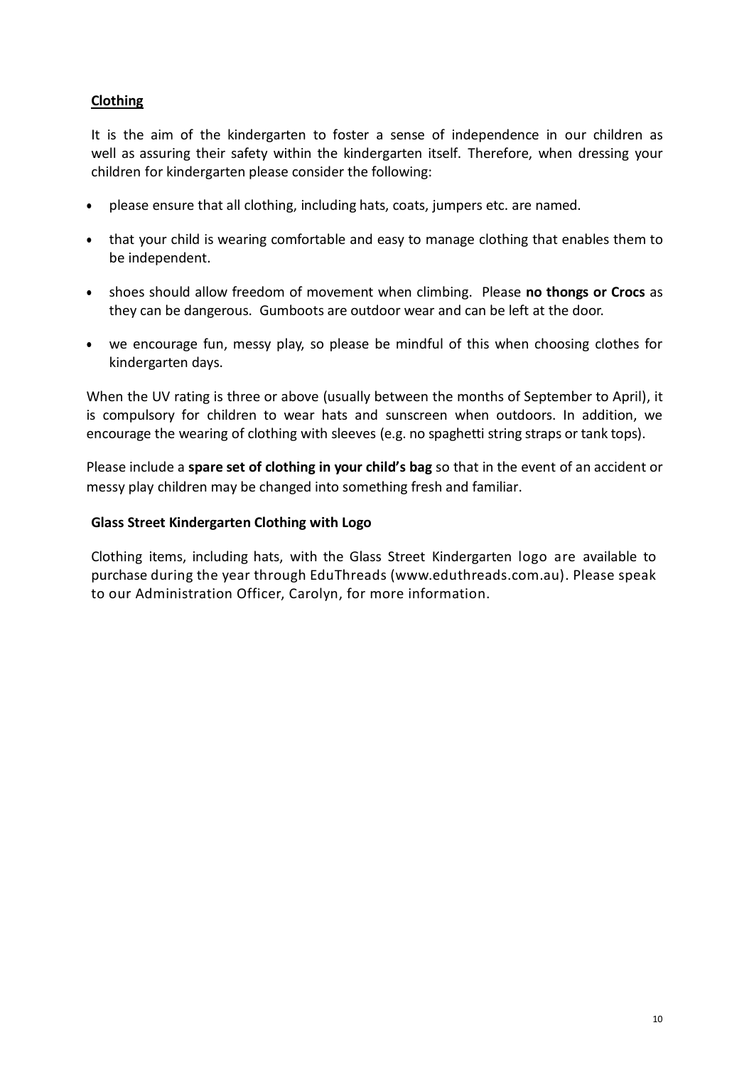## Clothing

It is the aim of the kindergarten to foster a sense of independence in our children as well as assuring their safety within the kindergarten itself. Therefore, when dressing your children for kindergarten please consider the following:

- please ensure that all clothing, including hats, coats, jumpers etc. are named.
- that your child is wearing comfortable and easy to manage clothing that enables them to be independent.
- shoes should allow freedom of movement when climbing. Please **no thongs or Crocs** as they can be dangerous. Gumboots are outdoor wear and can be left at the door.
- we encourage fun, messy play, so please be mindful of this when choosing clothes for kindergarten days.

When the UV rating is three or above (usually between the months of September to April), it is compulsory for children to wear hats and sunscreen when outdoors. In addition, we encourage the wearing of clothing with sleeves (e.g. no spaghetti string straps or tank tops).

Please include a **spare set of clothing in your child's bag** so that in the event of an accident or messy play children may be changed into something fresh and familiar.

### Glass Street Kindergarten Clothing with Logo

Clothing items, including hats, with the Glass Street Kindergarten logo are available to purchase during the year through EduThreads (www.eduthreads.com.au). Please speak to our Administration Officer, Carolyn, for more information.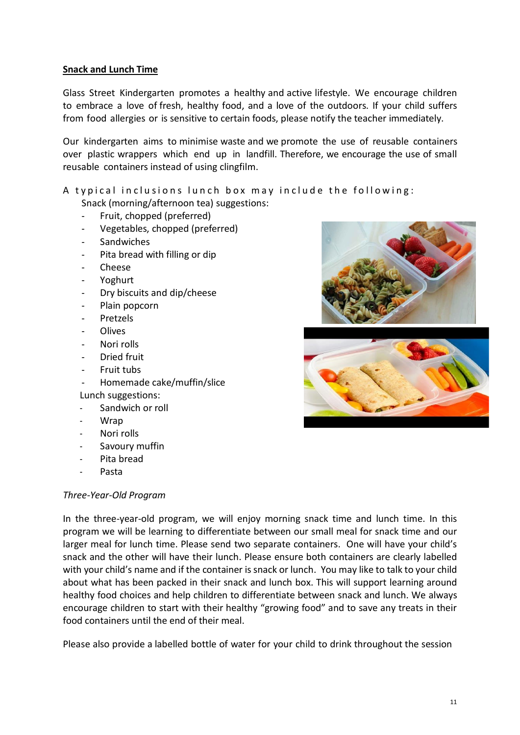## Snack and Lunch Time

Glass Street Kindergarten promotes a healthy and active lifestyle. We encourage children to embrace a love of fresh, healthy food, and a love of the outdoors. If your child suffers from food allergies or is sensitive to certain foods, please notify the teacher immediately.

Our kindergarten aims to minimise waste and we promote the use of reusable containers over plastic wrappers which end up in landfill. Therefore, we encourage the use of small reusable containers instead of using clingfilm.

A typical inclusions lunch box may include the following:

Snack (morning/afternoon tea) suggestions:

- Fruit, chopped (preferred)
- Vegetables, chopped (preferred)
- Sandwiches
- Pita bread with filling or dip
- Cheese
- Yoghurt
- Dry biscuits and dip/cheese
- Plain popcorn
- Pretzels
- Olives
- Nori rolls
- Dried fruit
- Fruit tubs
- Homemade cake/muffin/slice

Lunch suggestions:

- Sandwich or roll
- Wrap
- Nori rolls
- Savoury muffin
- Pita bread
- Pasta

*Three-Year-Old Program*

In the three-year-old program, we will enjoy morning snack time and lunch time. In this program we will be learning to differentiate between our small meal for snack time and our larger meal for lunch time. Please send two separate containers. One will have your child's snack and the other will have their lunch. Please ensure both containers are clearly labelled with your child's name and if the container is snack or lunch. You may like to talk to your child about what has been packed in their snack and lunch box. This will support learning around healthy food choices and help children to differentiate between snack and lunch. We always encourage children to start with their healthy "growing food" and to save any treats in their food containers until the end of their meal.

Please also provide a labelled bottle of water for your child to drink throughout the session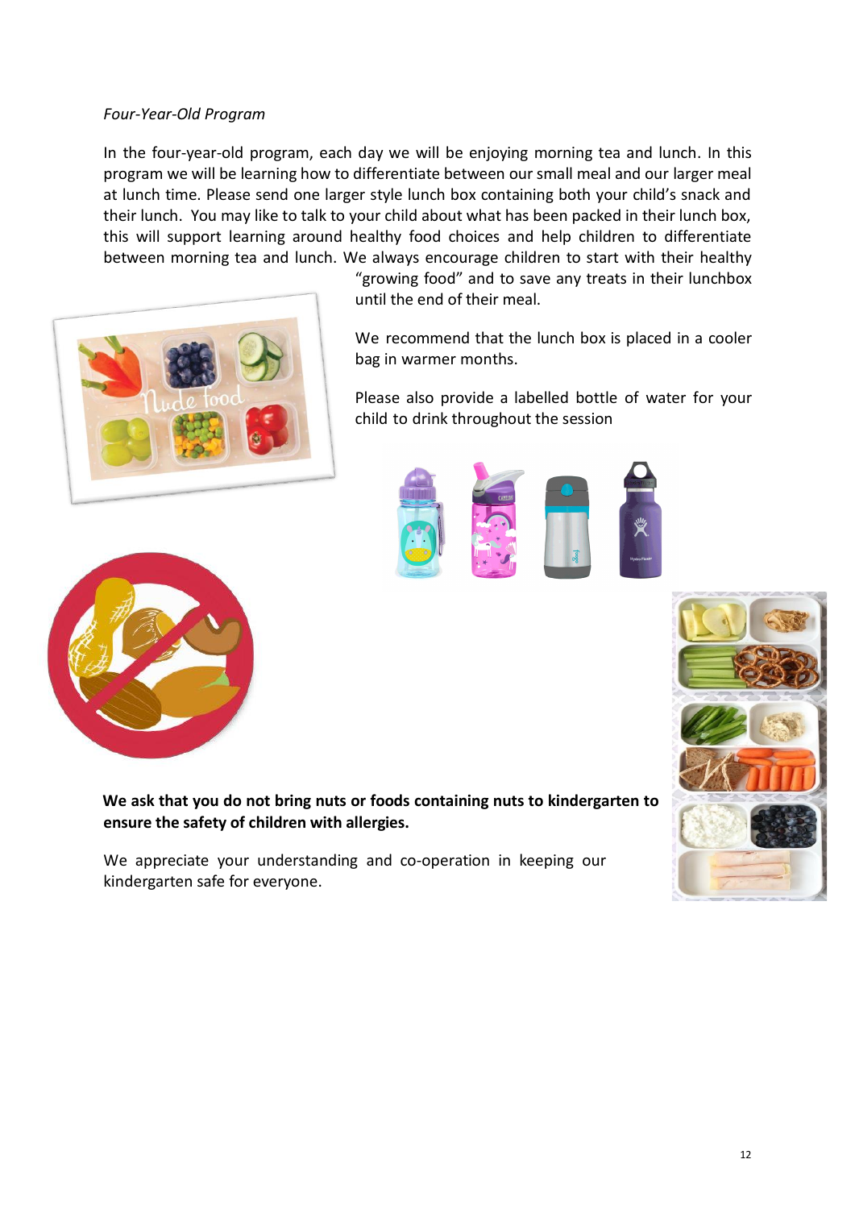*Four-Year-Old Program*

In the four-year-old program, each day we will be enjoying morning tea and lunch. In this program we will be learning how to differentiate between our small meal and our larger meal at lunch time. Please send one larger style lunch box containing both your child's snack and their lunch. You may like to talk to your child about what has been packed in their lunch box, this will support learning around healthy food choices and help children to differentiate between morning tea and lunch. We always encourage children to start with their healthy "growing food" and to save any treats in their lunchbox until the end of their meal.

We recommend that the lunch box is placed in a cooler bag in warmer months.

Please also provide a labelled bottle of water for your child to drink throughout the session

**We ask that you do not bring nuts or foods containing nuts to kindergarten to ensure the safety of children with allergies.**

We appreciate your understanding and co-operation in keeping our kindergarten safe for everyone.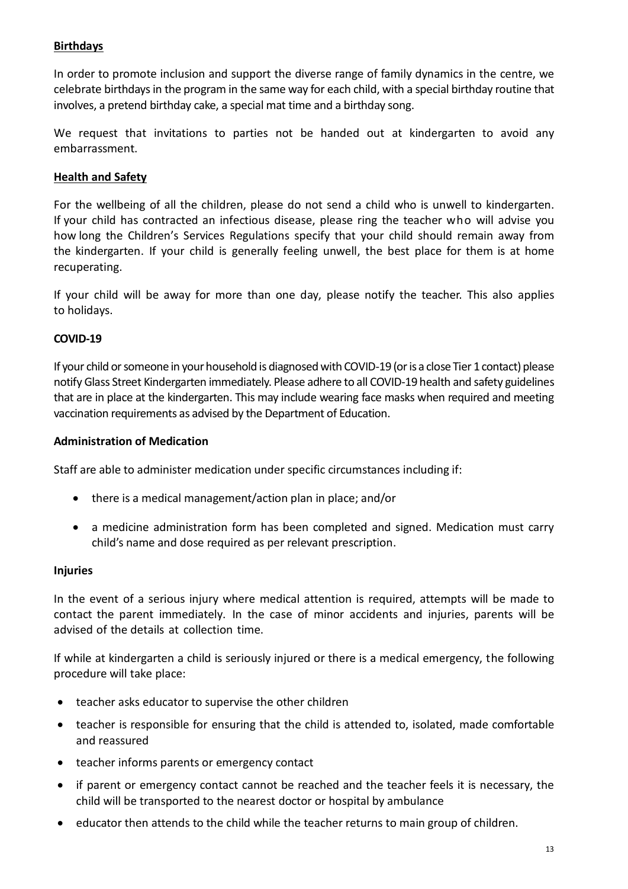## Birthdays

In order to promote inclusion and support the diverse range of family dynamics in the centre, we celebrate birthdays in the program in the same way for each child, with a special birthday routine that involves, a pretend birthday cake, a special mat time and a birthday song.

We request that invitations to parties not be handed out at kindergarten to avoid any embarrassment.

## Health and Safety

For the wellbeing of all the children, please do not send a child who is unwell to kindergarten. If your child has contracted an infectious disease, please ring the teacher who will advise you how long the Children's Services Regulations specify that your child should remain away from the kindergarten. If your child is generally feeling unwell, the best place for them is at home recuperating.

If your child will be away for more than one day, please notify the teacher. This also applies to holidays.

## COVID-19

If your child or someone in your household is diagnosed with COVID-19 (or is a close Tier 1 contact) please notify Glass Street Kindergarten immediately. Please adhere to all COVID-19 health and safety guidelines that are in place at the kindergarten. This may include wearing face masks when required and meeting vaccination requirements as advised by the Department of Education.

## Administration of Medication

Staff are able to administer medication under specific circumstances including if:

- there is a medical management/action plan in place; and/or
- a medicine administration form has been completed and signed. Medication must carry child's name and dose required as per relevant prescription.

## Injuries

In the event of a serious injury where medical attention is required, attempts will be made to contact the parent immediately. In the case of minor accidents and injuries, parents will be advised of the details at collection time.

If while at kindergarten a child is seriously injured or there is a medical emergency, the following procedure will take place:

- teacher asks educator to supervise the other children
- teacher is responsible for ensuring that the child is attended to, isolated, made comfortable and reassured
- teacher informs parents or emergency contact
- if parent or emergency contact cannot be reached and the teacher feels it is necessary, the child will be transported to the nearest doctor or hospital by ambulance
- educator then attends to the child while the teacher returns to main group of children.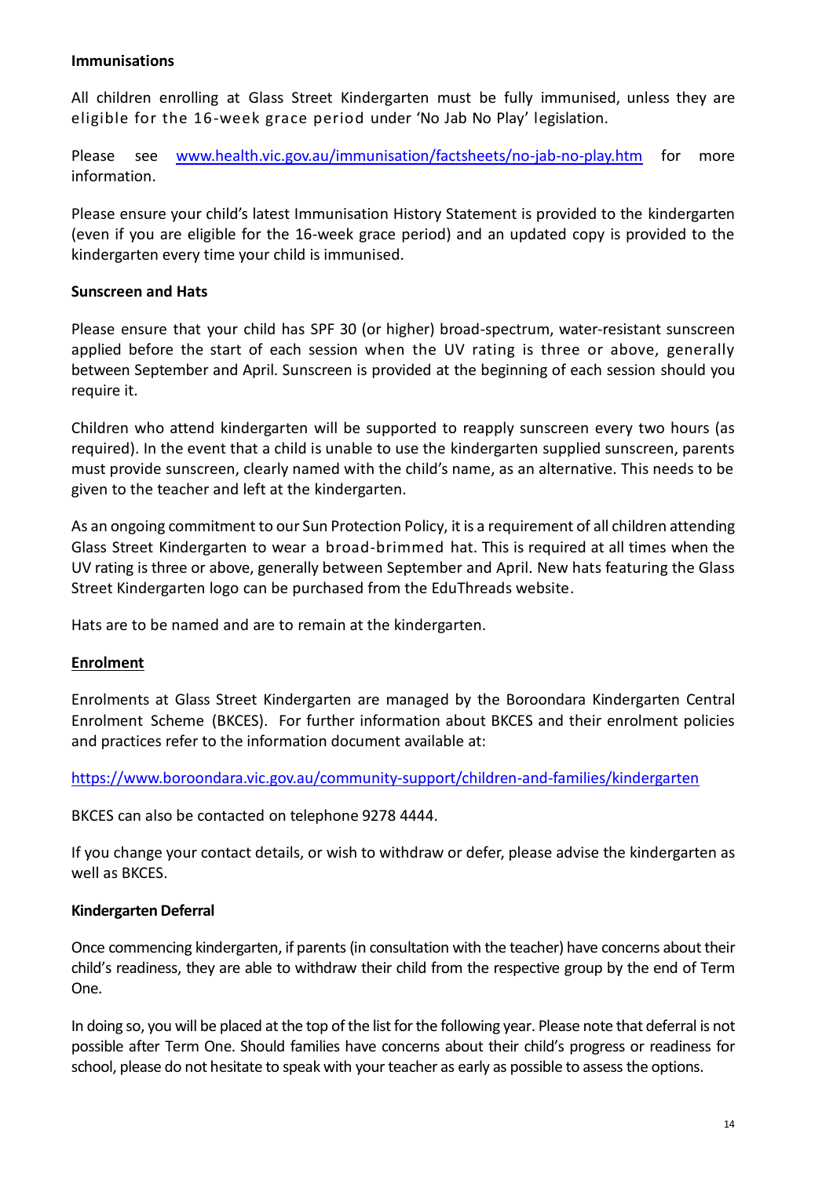**Immunisations**

All children enrolling at Glass Street Kindergarten must be fully immunised, unless they are eligible for the 16-week grace period under 'No Jab No Play' legislation.

Please see www.health.vic.gov.au/immunisation/factsheets/no-jab-no-play.htm for more information.

Please ensure your child's latest Immunisation History Statement is provided to the kindergarten (even if you are eligible for the 16-week grace period) and an updated copy is provided to the kindergarten every time your child is immunised.

**Sunscreen and Hats**

Please ensure that your child has SPF 30 (or higher) broad-spectrum, water-resistant sunscreen applied before the start of each session when the UV rating is three or above, generally between September and April. Sunscreen is provided at the beginning of each session should you require it.

Children who attend kindergarten will be supported to reapply sunscreen every two hours (as required). In the event that a child is unable to use the kindergarten supplied sunscreen, parents must provide sunscreen, clearly named with the child's name, as an alternative. This needs to be given to the teacher and left at the kindergarten.

As an ongoing commitment to our Sun Protection Policy, it is a requirement of all children attending Glass Street Kindergarten to wear a broad-brimmed hat. This is required at all times when the UV rating is three or above, generally between September and April. New hats featuring the Glass Street Kindergarten logo can be purchased from the EduThreads website.

Hats are to be named and are to remain at the kindergarten.

**Enrolment**

Enrolments at Glass Street Kindergarten are managed by the Boroondara Kindergarten Central Enrolment Scheme (BKCES). For further information about BKCES and their enrolment policies and practices refer to the information document available at:

https://www.boroondara.vic.gov.au/community-support/children-and-families/kindergarten

BKCES can also be contacted on telephone 9278 4444.

If you change your contact details, or wish to withdraw or defer, please advise the kindergarten as well as BKCES.

**Kindergarten Deferral**

Once commencing kindergarten, if parents (in consultation with the teacher) have concerns about their child's readiness, they are able to withdraw their child from the respective group by the end of Term One.

In doing so, you will be placed at the top of the list for the following year. Please note that deferral is not possible after Term One. Should families have concerns about their child's progress or readiness for school, please do not hesitate to speak with your teacher as early as possible to assess the options.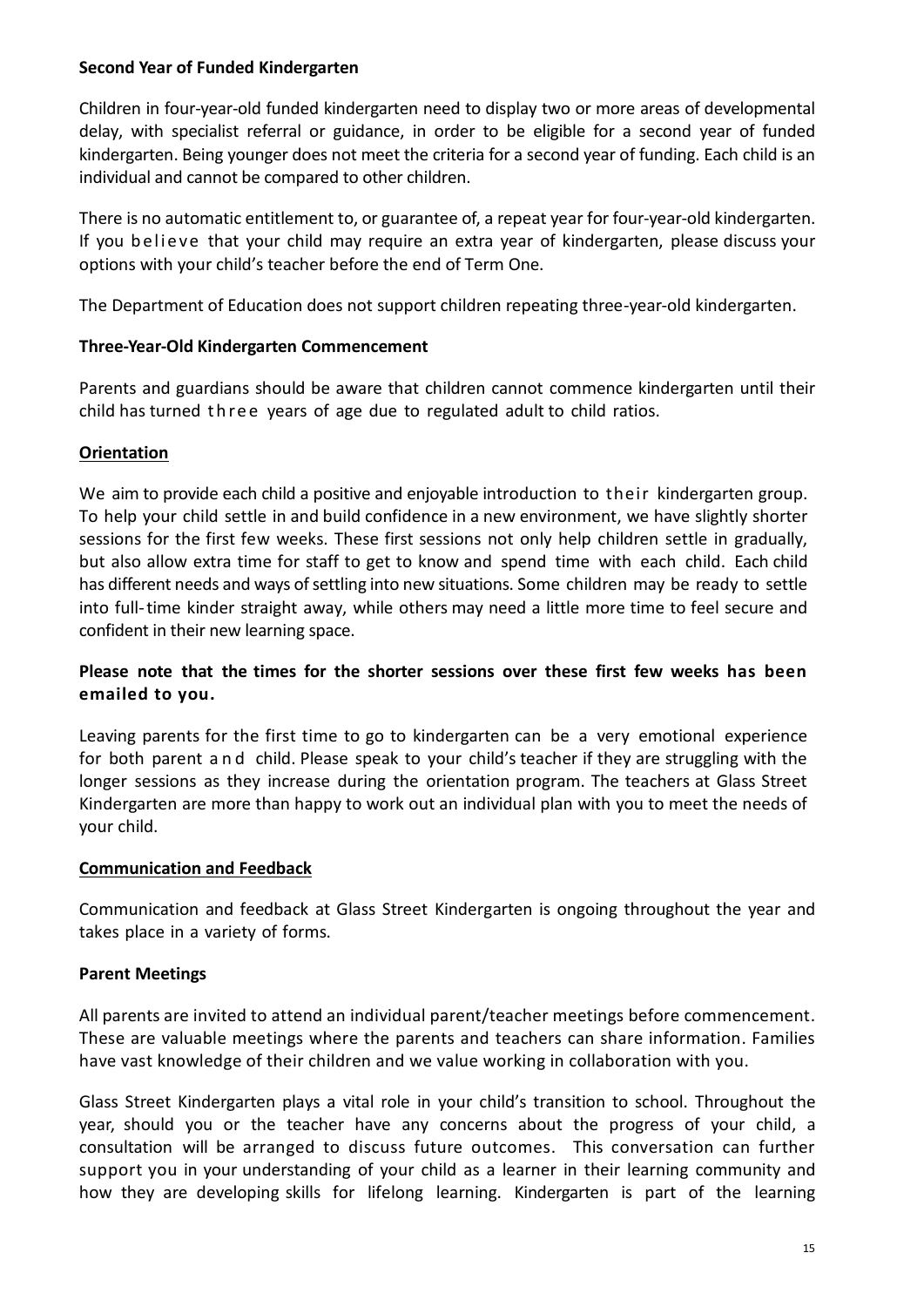**Second Year of Funded Kindergarten**

Children in four-year-old funded kindergarten need to display two or more areas of developmental delay, with specialist referral or guidance, in order to be eligible for a second year of funded kindergarten. Being younger does not meet the criteria for a second year of funding. Each child is an individual and cannot be compared to other children.

There is no automatic entitlement to, or guarantee of, a repeat year for four-year-old kindergarten. If you believe that your child may require an extra year of kindergarten, please discuss your options with your child's teacher before the end of Term One.

The Department of Education does not support children repeating three-year-old kindergarten.

**Three-Year-Old Kindergarten Commencement**

Parents and guardians should be aware that children cannot commence kindergarten until their child has turned three years of age due to regulated adult to child ratios.

**Orientation**

We aim to provide each child a positive and enjoyable introduction to their kindergarten group. To help your child settle in and build confidence in a new environment, we have slightly shorter sessions for the first few weeks. These first sessions not only help children settle in gradually, but also allow extra time for staff to get to know and spend time with each child. Each child has different needs and ways of settling into new situations. Some children may be ready to settle into full-time kinder straight away, while others may need a little more time to feel secure and confident in their new learning space.

**Please note that the times for the shorter sessions over these first few weeks has been emailed to you.**

Leaving parents for the first time to go to kindergarten can be a very emotional experience for both parent and child. Please speak to your child's teacher if they are struggling with the longer sessions as they increase during the orientation program. The teachers at Glass Street Kindergarten are more than happy to work out an individual plan with you to meet the needs of your child.

**Communication and Feedback**

Communication and feedback at Glass Street Kindergarten is ongoing throughout the year and takes place in a variety of forms.

**Parent Meetings**

All parents are invited to attend an individual parent/teacher meetings before commencement. These are valuable meetings where the parents and teachers can share information. Families have vast knowledge of their children and we value working in collaboration with you.

Glass Street Kindergarten plays a vital role in your child's transition to school. Throughout the year, should you or the teacher have any concerns about the progress of your child, a consultation will be arranged to discuss future outcomes. This conversation can further support you in your understanding of your child as a learner in their learning community and how they are developing skills for lifelong learning. Kindergarten is part of the learning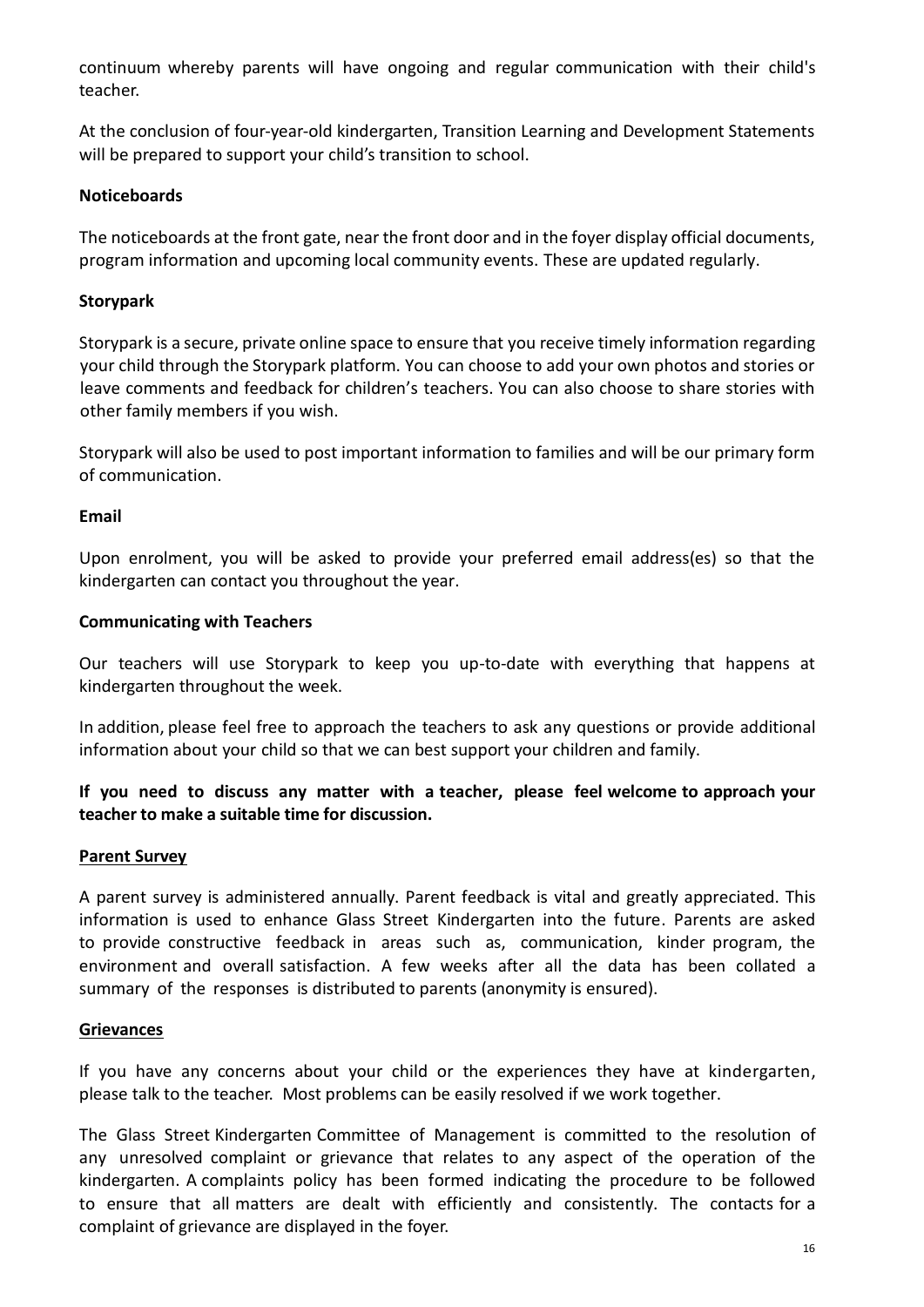continuum whereby parents will have ongoing and regular communication with their child's teacher.

At the conclusion of four-year-old kindergarten, Transition Learning and Development Statements will be prepared to support your child's transition to school.

**Noticeboards**

The noticeboards at the front gate, near the front door and in the foyer display official documents, program information and upcoming local community events. These are updated regularly.

**Storypark**

Storypark is a secure, private online space to ensure that you receive timely information regarding your child through the Storypark platform. You can choose to add your own photos and stories or leave comments and feedback for children's teachers. You can also choose to share stories with other family members if you wish.

Storypark will also be used to post important information to families and will be our primary form of communication.

**Email**

Upon enrolment, you will be asked to provide your preferred email address(es) so that the kindergarten can contact you throughout the year.

**Communicating with Teachers**

Our teachers will use Storypark to keep you up-to-date with everything that happens at kindergarten throughout the week.

In addition, please feel free to approach the teachers to ask any questions or provide additional information about your child so that we can best support your children and family.

**If you need to discuss any matter with a teacher, please feel welcome to approach your teacher to make a suitable time for discussion.**

**Parent Survey**

A parent survey is administered annually. Parent feedback is vital and greatly appreciated. This information is used to enhance Glass Street Kindergarten into the future. Parents are asked to provide constructive feedback in areas such as, communication, kinder program, the environment and overall satisfaction. A few weeks after all the data has been collated a summary of the responses is distributed to parents (anonymity is ensured).

**Grievances**

If you have any concerns about your child or the experiences they have at kindergarten, please talk to the teacher. Most problems can be easily resolved if we work together.

The Glass Street Kindergarten Committee of Management is committed to the resolution of any unresolved complaint or grievance that relates to any aspect of the operation of the kindergarten. A complaints policy has been formed indicating the procedure to be followed to ensure that all matters are dealt with efficiently and consistently. The contacts for a complaint of grievance are displayed in the foyer.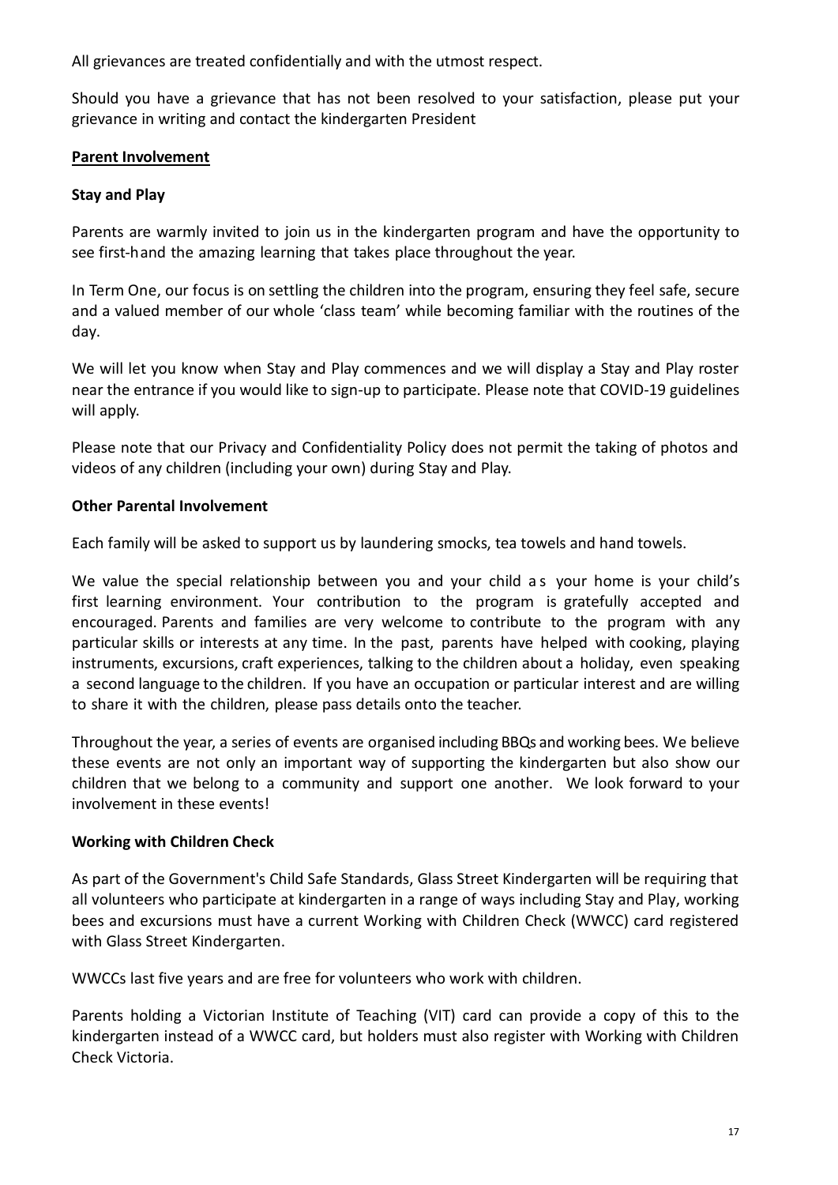All grievances are treated confidentially and with the utmost respect.

Should you have a grievance that has not been resolved to your satisfaction, please put your grievance in writing and contact the kindergarten President

## Parent Involvement

### Stay and Play

Parents are warmly invited to join us in the kindergarten program and have the opportunity to see first-hand the amazing learning that takes place throughout the year.

In Term One, our focus is on settling the children into the program, ensuring they feel safe, secure and a valued member of our whole 'class team' while becoming familiar with the routines of the day.

We will let you know when Stay and Play commences and we will display a Stay and Play roster near the entrance if you would like to sign-up to participate. Please note that COVID-19 guidelines will apply.

Please note that our Privacy and Confidentiality Policy does not permit the taking of photos and videos of any children (including your own) during Stay and Play.

### Other Parental Involvement

Each family will be asked to support us by laundering smocks, tea towels and hand towels.

We value the special relationship between you and your child as your home is your child's first learning environment. Your contribution to the program is gratefully accepted and encouraged. Parents and families are very welcome to contribute to the program with any particular skills or interests at any time. In the past, parents have helped with cooking, playing instruments, excursions, craft experiences, talking to the children about a holiday, even speaking a second language to the children. If you have an occupation or particular interest and are willing to share it with the children, please pass details onto the teacher.

Throughout the year, a series of events are organised including BBQs and working bees. We believe these events are not only an important way of supporting the kindergarten but also show our children that we belong to a community and support one another. We look forward to your involvement in these events!

### Working with Children Check

As part of the Government's Child Safe Standards, Glass Street Kindergarten will be requiring that all volunteers who participate at kindergarten in a range of ways including Stay and Play, working bees and excursions must have a current Working with Children Check (WWCC) card registered with Glass Street Kindergarten.

WWCCs last five years and are free for volunteers who work with children.

Parents holding a Victorian Institute of Teaching (VIT) card can provide a copy of this to the kindergarten instead of a WWCC card, but holders must also register with Working with Children Check Victoria.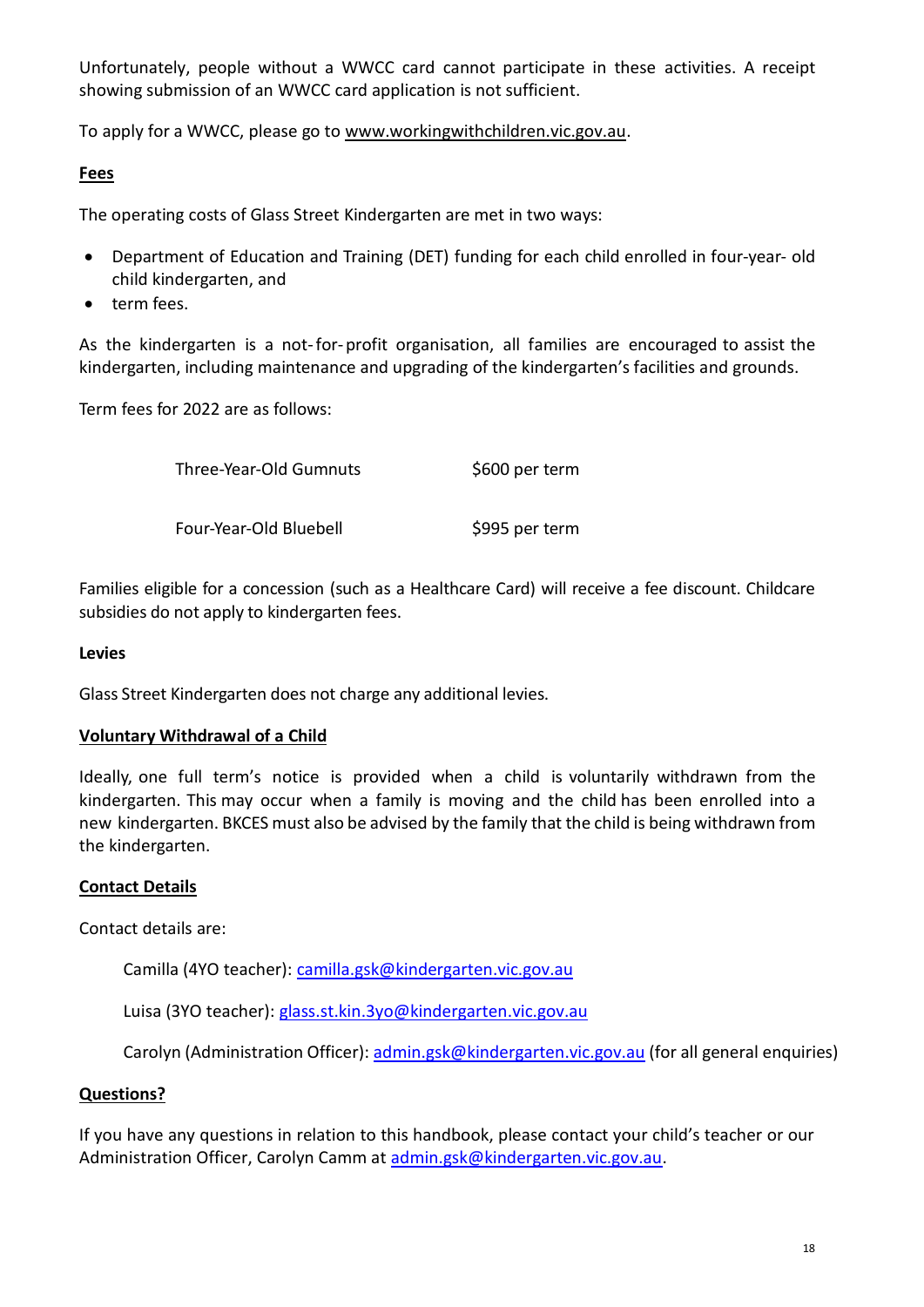Unfortunately, people without a WWCC card cannot participate in these activities. A receipt showing submission of an WWCC card application is not sufficient.

To apply for a WWCC, please go to www.workingwithchildren.vic.gov.au.

## Fees

The operating costs of Glass Street Kindergarten are met in two ways:

- Department of Education and Training (DET) funding for each child enrolled in four-year- old child kindergarten, and
- term fees.

As the kindergarten is a not-for-profit organisation, all families are encouraged to assist the kindergarten, including maintenance and upgrading of the kindergarten's facilities and grounds.

Term fees for 2022 are as follows:

| | |
|---|---|
| Three-Year-Old Gumnuts | $600 per term |
| Four-Year-Old Bluebell | $995 per term |

Families eligible for a concession (such as a Healthcare Card) will receive a fee discount. Childcare subsidies do not apply to kindergarten fees.

### Levies

Glass Street Kindergarten does not charge any additional levies.

## Voluntary Withdrawal of a Child

Ideally, one full term's notice is provided when a child is voluntarily withdrawn from the kindergarten. This may occur when a family is moving and the child has been enrolled into a new kindergarten. BKCES must also be advised by the family that the child is being withdrawn from the kindergarten.

## Contact Details

Contact details are:

Camilla (4YO teacher): camilla.gsk@kindergarten.vic.gov.au

Luisa (3YO teacher): glass.st.kin.3yo@kindergarten.vic.gov.au

Carolyn (Administration Officer): admin.gsk@kindergarten.vic.gov.au (for all general enquiries)

## Questions?

If you have any questions in relation to this handbook, please contact your child's teacher or our Administration Officer, Carolyn Camm at admin.gsk@kindergarten.vic.gov.au.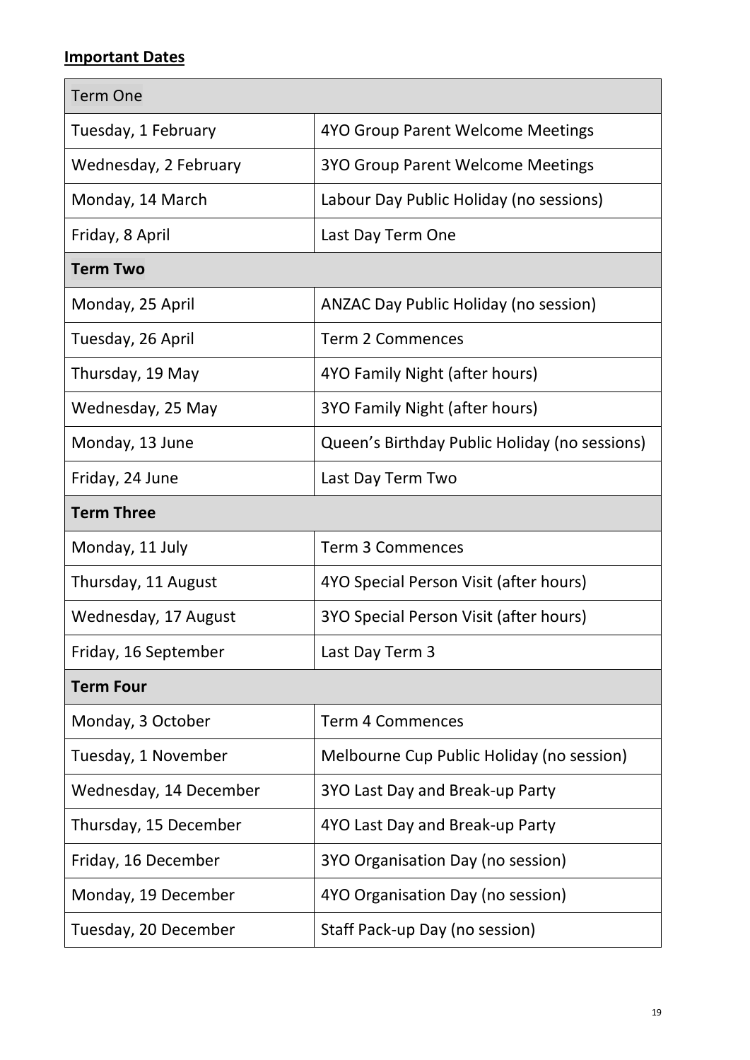**Important Dates**

| | |
|---|---|
| Term One | |
| Tuesday, 1 February | 4YO Group Parent Welcome Meetings |
| Wednesday, 2 February | 3YO Group Parent Welcome Meetings |
| Monday, 14 March | Labour Day Public Holiday (no sessions) |
| Friday, 8 April | Last Day Term One |
| **Term Two** | |
| Monday, 25 April | ANZAC Day Public Holiday (no session) |
| Tuesday, 26 April | Term 2 Commences |
| Thursday, 19 May | 4YO Family Night (after hours) |
| Wednesday, 25 May | 3YO Family Night (after hours) |
| Monday, 13 June | Queen's Birthday Public Holiday (no sessions) |
| Friday, 24 June | Last Day Term Two |
| **Term Three** | |
| Monday, 11 July | Term 3 Commences |
| Thursday, 11 August | 4YO Special Person Visit (after hours) |
| Wednesday, 17 August | 3YO Special Person Visit (after hours) |
| Friday, 16 September | Last Day Term 3 |
| **Term Four** | |
| Monday, 3 October | Term 4 Commences |
| Tuesday, 1 November | Melbourne Cup Public Holiday (no session) |
| Wednesday, 14 December | 3YO Last Day and Break-up Party |
| Thursday, 15 December | 4YO Last Day and Break-up Party |
| Friday, 16 December | 3YO Organisation Day (no session) |
| Monday, 19 December | 4YO Organisation Day (no session) |
| Tuesday, 20 December | Staff Pack-up Day (no session) |